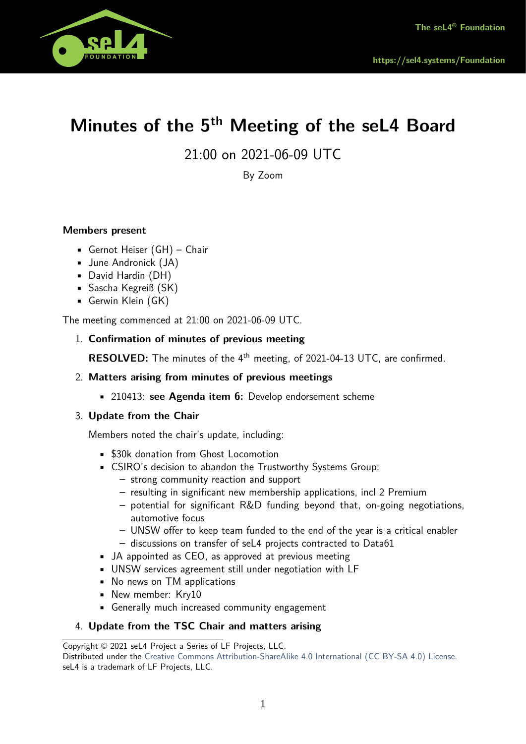# Minutes of the 5th Meeting of the seL4 Board

21:00 on 2021-06-09 UTC

By Zoom

**Members present**

- Gernot Heiser (GH) – Chair
- June Andronick (JA)
- David Hardin (DH)
- Sascha Kegreiß (SK)
- Gerwin Klein (GK)

The meeting commenced at 21:00 on 2021-06-09 UTC.

1. **Confirmation of minutes of previous meeting**

   **RESOLVED:** The minutes of the 4th meeting, of 2021-04-13 UTC, are confirmed.

2. **Matters arising from minutes of previous meetings**

   - 210413: **see Agenda item 6:** Develop endorsement scheme

3. **Update from the Chair**

   Members noted the chair's update, including:

   - $30k donation from Ghost Locomotion
   - CSIRO's decision to abandon the Trustworthy Systems Group:
     - strong community reaction and support
     - resulting in significant new membership applications, incl 2 Premium
     - potential for significant R&D funding beyond that, on-going negotiations, automotive focus
     - UNSW offer to keep team funded to the end of the year is a critical enabler
     - discussions on transfer of seL4 projects contracted to Data61
   - JA appointed as CEO, as approved at previous meeting
   - UNSW services agreement still under negotiation with LF
   - No news on TM applications
   - New member: Kry10
   - Generally much increased community engagement

4. **Update from the TSC Chair and matters arising**

Copyright © 2021 seL4 Project a Series of LF Projects, LLC.
Distributed under the Creative Commons Attribution-ShareAlike 4.0 International (CC BY-SA 4.0) License.
seL4 is a trademark of LF Projects, LLC.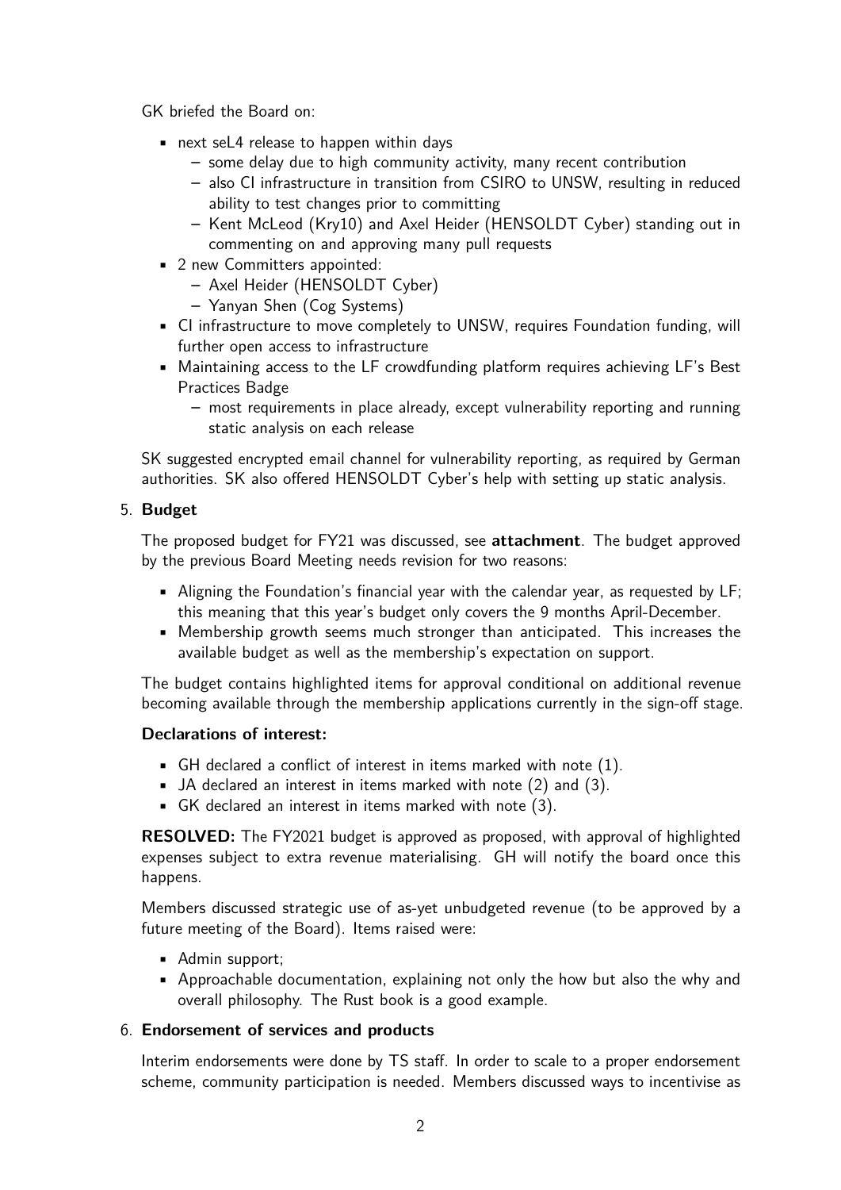GK briefed the Board on:

- next seL4 release to happen within days
  - some delay due to high community activity, many recent contribution
  - also CI infrastructure in transition from CSIRO to UNSW, resulting in reduced ability to test changes prior to committing
  - Kent McLeod (Kry10) and Axel Heider (HENSOLDT Cyber) standing out in commenting on and approving many pull requests
- 2 new Committers appointed:
  - Axel Heider (HENSOLDT Cyber)
  - Yanyan Shen (Cog Systems)
- CI infrastructure to move completely to UNSW, requires Foundation funding, will further open access to infrastructure
- Maintaining access to the LF crowdfunding platform requires achieving LF's Best Practices Badge
  - most requirements in place already, except vulnerability reporting and running static analysis on each release

SK suggested encrypted email channel for vulnerability reporting, as required by German authorities. SK also offered HENSOLDT Cyber's help with setting up static analysis.

5. **Budget**

   The proposed budget for FY21 was discussed, see **attachment**. The budget approved by the previous Board Meeting needs revision for two reasons:

   - Aligning the Foundation's financial year with the calendar year, as requested by LF; this meaning that this year's budget only covers the 9 months April-December.
   - Membership growth seems much stronger than anticipated. This increases the available budget as well as the membership's expectation on support.

   The budget contains highlighted items for approval conditional on additional revenue becoming available through the membership applications currently in the sign-off stage.

   **Declarations of interest:**

   - GH declared a conflict of interest in items marked with note (1).
   - JA declared an interest in items marked with note (2) and (3).
   - GK declared an interest in items marked with note (3).

   **RESOLVED:** The FY2021 budget is approved as proposed, with approval of highlighted expenses subject to extra revenue materialising. GH will notify the board once this happens.

   Members discussed strategic use of as-yet unbudgeted revenue (to be approved by a future meeting of the Board). Items raised were:

   - Admin support;
   - Approachable documentation, explaining not only the how but also the why and overall philosophy. The Rust book is a good example.

6. **Endorsement of services and products**

   Interim endorsements were done by TS staff. In order to scale to a proper endorsement scheme, community participation is needed. Members discussed ways to incentivise as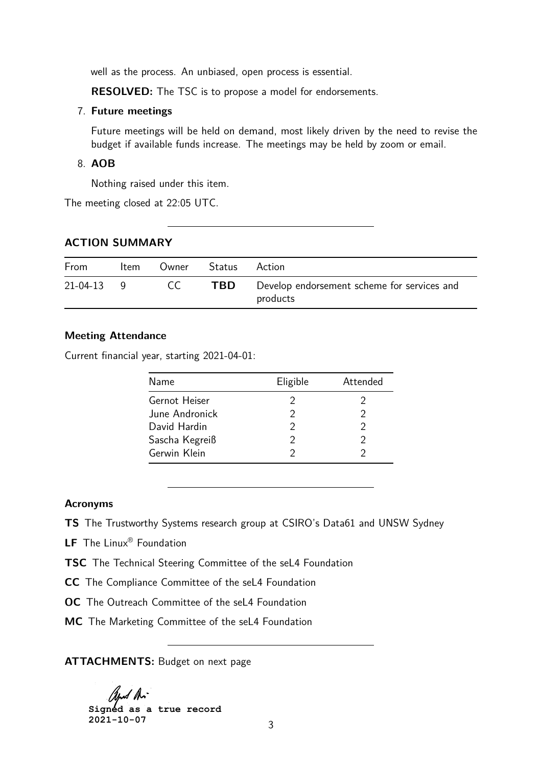well as the process. An unbiased, open process is essential.

**RESOLVED:** The TSC is to propose a model for endorsements.

7. **Future meetings**

   Future meetings will be held on demand, most likely driven by the need to revise the budget if available funds increase. The meetings may be held by zoom or email.

8. **AOB**

   Nothing raised under this item.

The meeting closed at 22:05 UTC.

---

## ACTION SUMMARY

| From | Item | Owner | Status | Action |
|---|---|---|---|---|
| 21-04-13 | 9 | CC | **TBD** | Develop endorsement scheme for services and products |

### Meeting Attendance

Current financial year, starting 2021-04-01:

| Name | Eligible | Attended |
|---|---|---|
| Gernot Heiser | 2 | 2 |
| June Andronick | 2 | 2 |
| David Hardin | 2 | 2 |
| Sascha Kegreiß | 2 | 2 |
| Gerwin Klein | 2 | 2 |

---

### Acronyms

**TS** The Trustworthy Systems research group at CSIRO's Data61 and UNSW Sydney

**LF** The Linux® Foundation

**TSC** The Technical Steering Committee of the seL4 Foundation

**CC** The Compliance Committee of the seL4 Foundation

**OC** The Outreach Committee of the seL4 Foundation

**MC** The Marketing Committee of the seL4 Foundation

---

**ATTACHMENTS:** Budget on next page

**Signed as a true record**
**2021-10-07**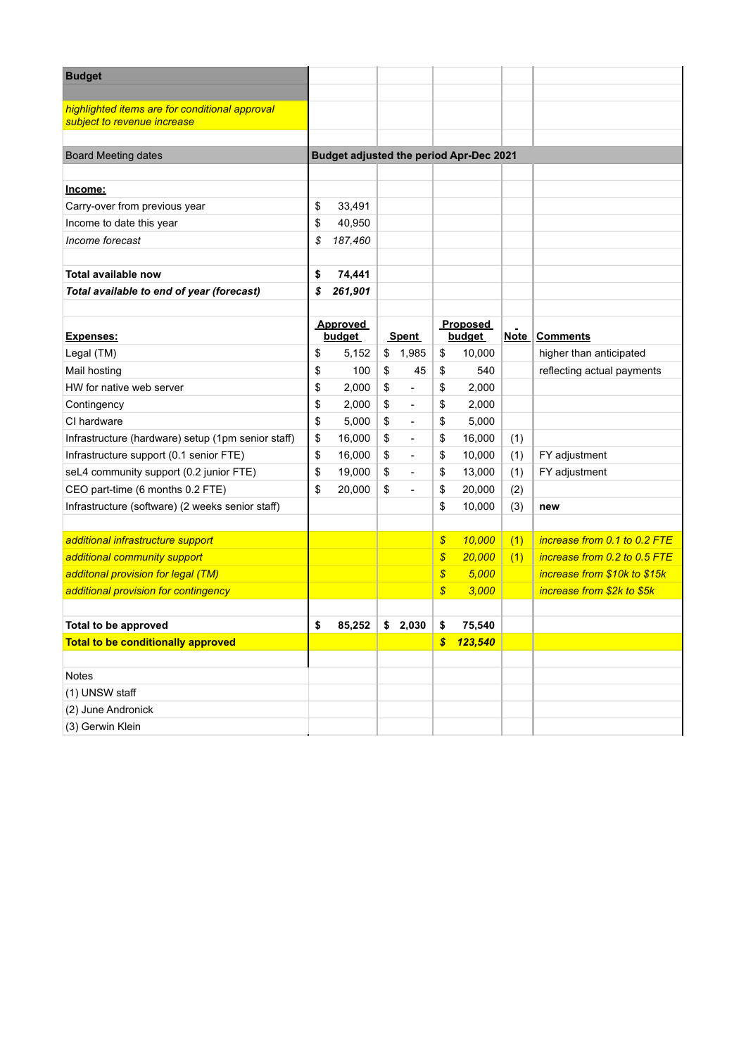| | | | | | |
|---|---|---|---|---|---|
| **Budget** | | | | | |
| | | | | | |
| *highlighted items are for conditional approval subject to revenue increase* | | | | | |
| | | | | | |
| Board Meeting dates | **Budget adjusted the period Apr-Dec 2021** | | | | |
| | | | | | |
| **Income:** | | | | | |
| Carry-over from previous year | $ 33,491 | | | | |
| Income to date this year | $ 40,950 | | | | |
| *Income forecast* | *$ 187,460* | | | | |
| | | | | | |
| **Total available now** | **$ 74,441** | | | | |
| ***Total available to end of year (forecast)*** | ***$ 261,901*** | | | | |
| | | | | | |
| **Expenses:** | **Approved budget** | **Spent** | **Proposed budget** | **Note** | **Comments** |
| Legal (TM) | $ 5,152 | $ 1,985 | $ 10,000 | | higher than anticipated |
| Mail hosting | $ 100 | $ 45 | $ 540 | | reflecting actual payments |
| HW for native web server | $ 2,000 | $ - | $ 2,000 | | |
| Contingency | $ 2,000 | $ - | $ 2,000 | | |
| CI hardware | $ 5,000 | $ - | $ 5,000 | | |
| Infrastructure (hardware) setup (1pm senior staff) | $ 16,000 | $ - | $ 16,000 | (1) | |
| Infrastructure support (0.1 senior FTE) | $ 16,000 | $ - | $ 10,000 | (1) | FY adjustment |
| seL4 community support (0.2 junior FTE) | $ 19,000 | $ - | $ 13,000 | (1) | FY adjustment |
| CEO part-time (6 months 0.2 FTE) | $ 20,000 | $ - | $ 20,000 | (2) | |
| Infrastructure (software) (2 weeks senior staff) | | | $ 10,000 | (3) | **new** |
| | | | | | |
| *additional infrastructure support* | | | *$ 10,000* | (1) | *increase from 0.1 to 0.2 FTE* |
| *additional community support* | | | *$ 20,000* | (1) | *increase from 0.2 to 0.5 FTE* |
| *additonal provision for legal (TM)* | | | *$ 5,000* | | *increase from $10k to $15k* |
| *additional provision for contingency* | | | *$ 3,000* | | *increase from $2k to $5k* |
| | | | | | |
| **Total to be approved** | **$ 85,252** | **$ 2,030** | **$ 75,540** | | |
| **Total to be conditionally approved** | | | ***$ 123,540*** | | |
| | | | | | |
| Notes | | | | | |
| (1) UNSW staff | | | | | |
| (2) June Andronick | | | | | |
| (3) Gerwin Klein | | | | | |